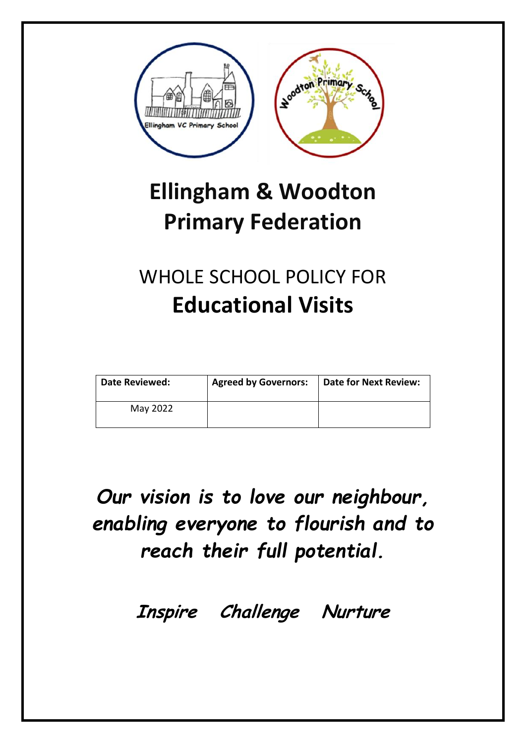# Ellingham & Woodton Primary Federation

## WHOLE SCHOOL POLICY FOR
## Educational Visits

| Date Reviewed: | Agreed by Governors: | Date for Next Review: |
|---|---|---|
| May 2022 | | |

***Our vision is to love our neighbour, enabling everyone to flourish and to reach their full potential.***

***Inspire Challenge Nurture***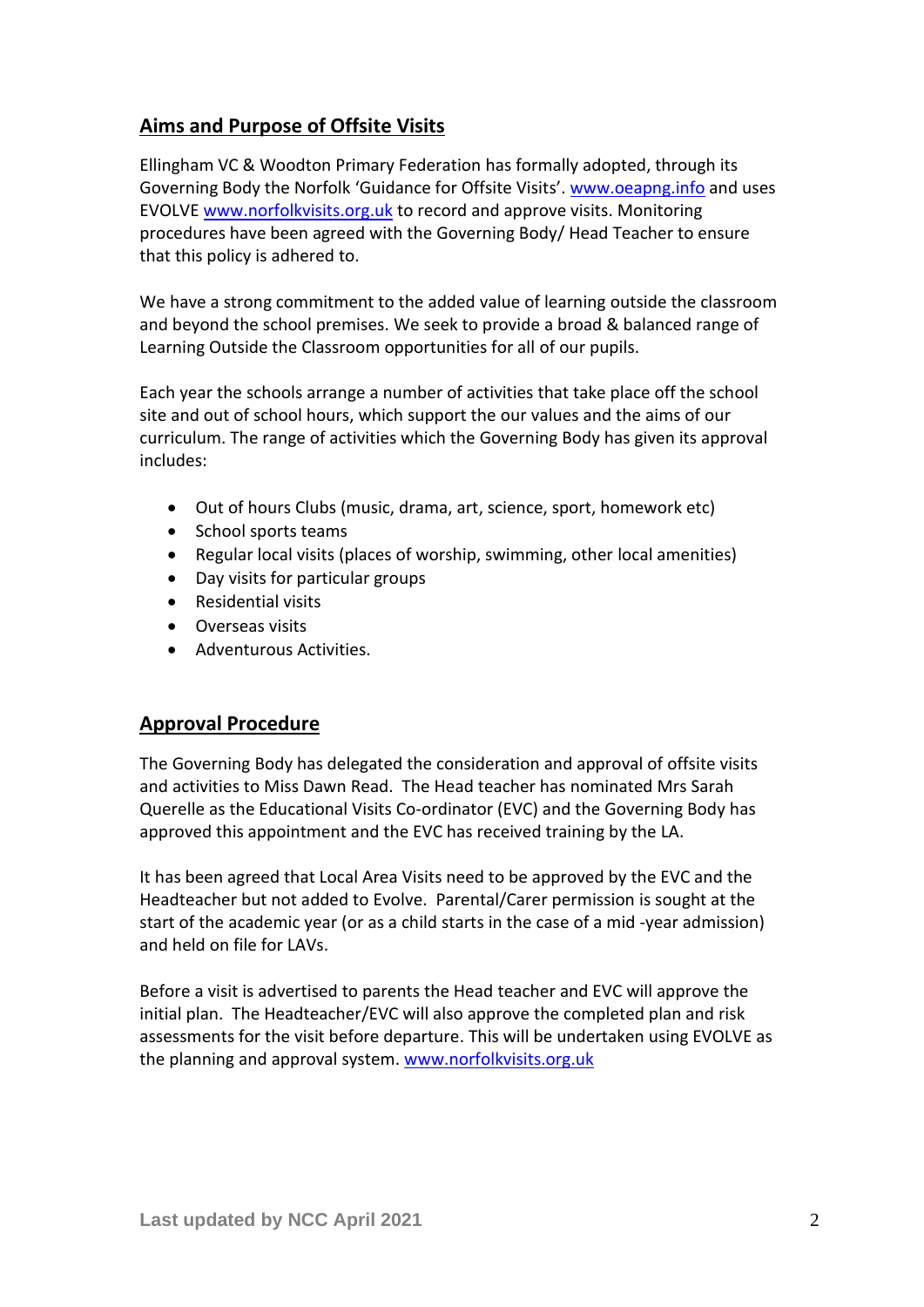## Aims and Purpose of Offsite Visits

Ellingham VC & Woodton Primary Federation has formally adopted, through its Governing Body the Norfolk 'Guidance for Offsite Visits'. [www.oeapng.info](http://www.oeapng.info) and uses EVOLVE [www.norfolkvisits.org.uk](http://www.norfolkvisits.org.uk) to record and approve visits. Monitoring procedures have been agreed with the Governing Body/ Head Teacher to ensure that this policy is adhered to.

We have a strong commitment to the added value of learning outside the classroom and beyond the school premises. We seek to provide a broad & balanced range of Learning Outside the Classroom opportunities for all of our pupils.

Each year the schools arrange a number of activities that take place off the school site and out of school hours, which support the our values and the aims of our curriculum. The range of activities which the Governing Body has given its approval includes:

- Out of hours Clubs (music, drama, art, science, sport, homework etc)
- School sports teams
- Regular local visits (places of worship, swimming, other local amenities)
- Day visits for particular groups
- Residential visits
- Overseas visits
- Adventurous Activities.

## Approval Procedure

The Governing Body has delegated the consideration and approval of offsite visits and activities to Miss Dawn Read. The Head teacher has nominated Mrs Sarah Querelle as the Educational Visits Co-ordinator (EVC) and the Governing Body has approved this appointment and the EVC has received training by the LA.

It has been agreed that Local Area Visits need to be approved by the EVC and the Headteacher but not added to Evolve. Parental/Carer permission is sought at the start of the academic year (or as a child starts in the case of a mid -year admission) and held on file for LAVs.

Before a visit is advertised to parents the Head teacher and EVC will approve the initial plan. The Headteacher/EVC will also approve the completed plan and risk assessments for the visit before departure. This will be undertaken using EVOLVE as the planning and approval system. [www.norfolkvisits.org.uk](http://www.norfolkvisits.org.uk)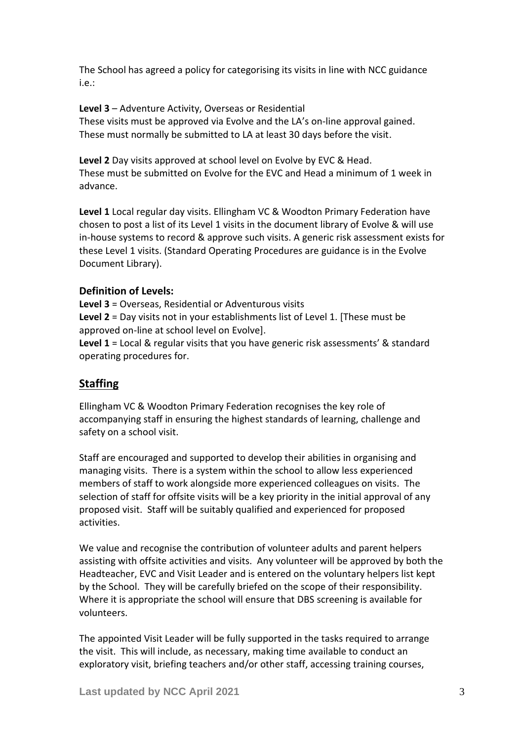The School has agreed a policy for categorising its visits in line with NCC guidance i.e.:

**Level 3** – Adventure Activity, Overseas or Residential
These visits must be approved via Evolve and the LA's on-line approval gained. These must normally be submitted to LA at least 30 days before the visit.

**Level 2** Day visits approved at school level on Evolve by EVC & Head.
These must be submitted on Evolve for the EVC and Head a minimum of 1 week in advance.

**Level 1** Local regular day visits. Ellingham VC & Woodton Primary Federation have chosen to post a list of its Level 1 visits in the document library of Evolve & will use in-house systems to record & approve such visits. A generic risk assessment exists for these Level 1 visits. (Standard Operating Procedures are guidance is in the Evolve Document Library).

### Definition of Levels:

**Level 3** = Overseas, Residential or Adventurous visits
**Level 2** = Day visits not in your establishments list of Level 1. [These must be approved on-line at school level on Evolve].
**Level 1** = Local & regular visits that you have generic risk assessments' & standard operating procedures for.

## Staffing

Ellingham VC & Woodton Primary Federation recognises the key role of accompanying staff in ensuring the highest standards of learning, challenge and safety on a school visit.

Staff are encouraged and supported to develop their abilities in organising and managing visits. There is a system within the school to allow less experienced members of staff to work alongside more experienced colleagues on visits. The selection of staff for offsite visits will be a key priority in the initial approval of any proposed visit. Staff will be suitably qualified and experienced for proposed activities.

We value and recognise the contribution of volunteer adults and parent helpers assisting with offsite activities and visits. Any volunteer will be approved by both the Headteacher, EVC and Visit Leader and is entered on the voluntary helpers list kept by the School. They will be carefully briefed on the scope of their responsibility. Where it is appropriate the school will ensure that DBS screening is available for volunteers.

The appointed Visit Leader will be fully supported in the tasks required to arrange the visit. This will include, as necessary, making time available to conduct an exploratory visit, briefing teachers and/or other staff, accessing training courses,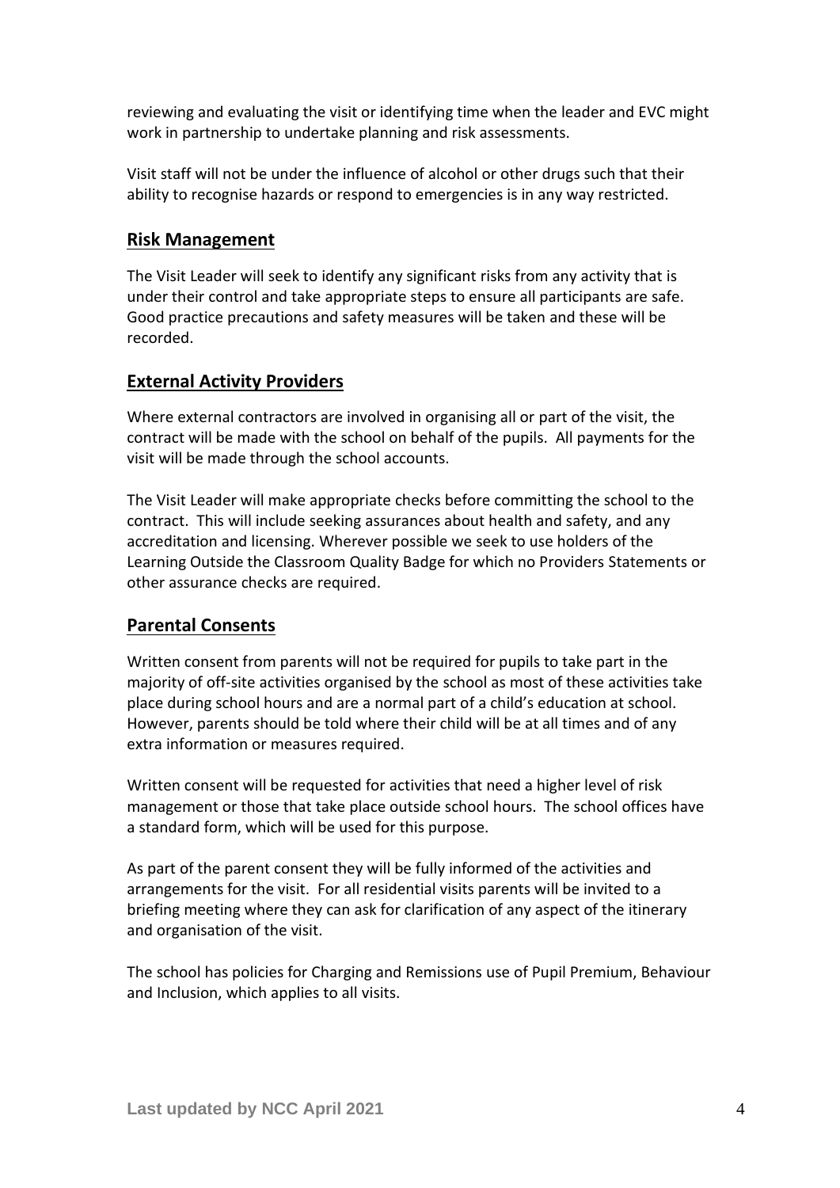reviewing and evaluating the visit or identifying time when the leader and EVC might work in partnership to undertake planning and risk assessments.

Visit staff will not be under the influence of alcohol or other drugs such that their ability to recognise hazards or respond to emergencies is in any way restricted.

## Risk Management

The Visit Leader will seek to identify any significant risks from any activity that is under their control and take appropriate steps to ensure all participants are safe. Good practice precautions and safety measures will be taken and these will be recorded.

## External Activity Providers

Where external contractors are involved in organising all or part of the visit, the contract will be made with the school on behalf of the pupils. All payments for the visit will be made through the school accounts.

The Visit Leader will make appropriate checks before committing the school to the contract. This will include seeking assurances about health and safety, and any accreditation and licensing. Wherever possible we seek to use holders of the Learning Outside the Classroom Quality Badge for which no Providers Statements or other assurance checks are required.

## Parental Consents

Written consent from parents will not be required for pupils to take part in the majority of off-site activities organised by the school as most of these activities take place during school hours and are a normal part of a child's education at school. However, parents should be told where their child will be at all times and of any extra information or measures required.

Written consent will be requested for activities that need a higher level of risk management or those that take place outside school hours. The school offices have a standard form, which will be used for this purpose.

As part of the parent consent they will be fully informed of the activities and arrangements for the visit. For all residential visits parents will be invited to a briefing meeting where they can ask for clarification of any aspect of the itinerary and organisation of the visit.

The school has policies for Charging and Remissions use of Pupil Premium, Behaviour and Inclusion, which applies to all visits.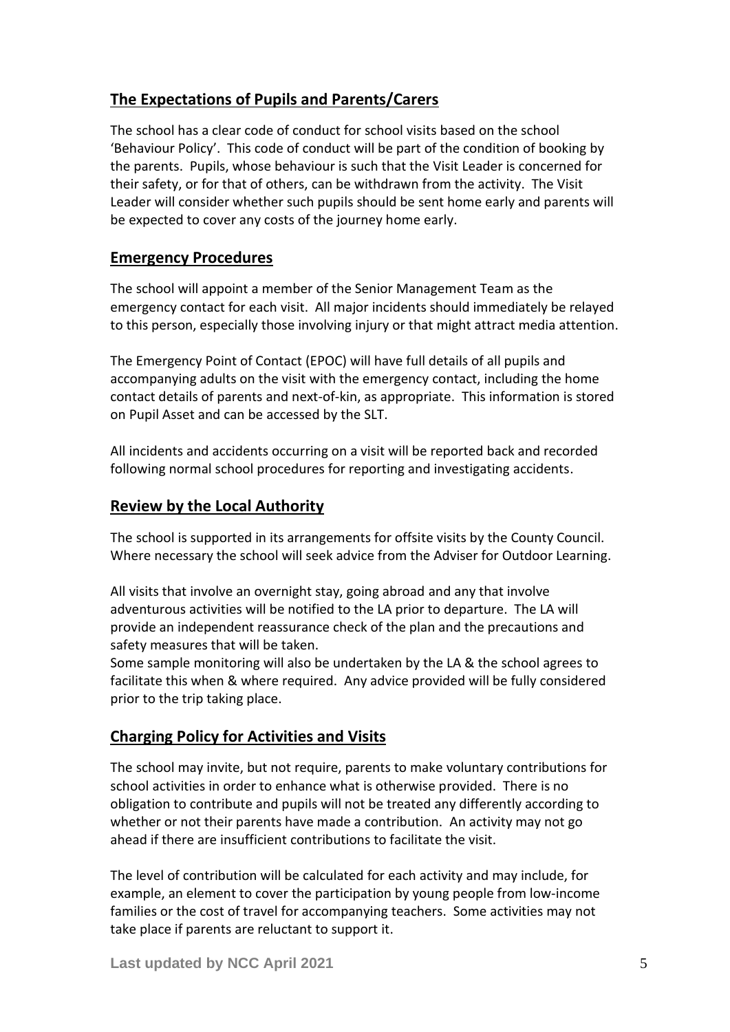## The Expectations of Pupils and Parents/Carers

The school has a clear code of conduct for school visits based on the school 'Behaviour Policy'. This code of conduct will be part of the condition of booking by the parents. Pupils, whose behaviour is such that the Visit Leader is concerned for their safety, or for that of others, can be withdrawn from the activity. The Visit Leader will consider whether such pupils should be sent home early and parents will be expected to cover any costs of the journey home early.

## Emergency Procedures

The school will appoint a member of the Senior Management Team as the emergency contact for each visit. All major incidents should immediately be relayed to this person, especially those involving injury or that might attract media attention.

The Emergency Point of Contact (EPOC) will have full details of all pupils and accompanying adults on the visit with the emergency contact, including the home contact details of parents and next-of-kin, as appropriate. This information is stored on Pupil Asset and can be accessed by the SLT.

All incidents and accidents occurring on a visit will be reported back and recorded following normal school procedures for reporting and investigating accidents.

## Review by the Local Authority

The school is supported in its arrangements for offsite visits by the County Council. Where necessary the school will seek advice from the Adviser for Outdoor Learning.

All visits that involve an overnight stay, going abroad and any that involve adventurous activities will be notified to the LA prior to departure. The LA will provide an independent reassurance check of the plan and the precautions and safety measures that will be taken.

Some sample monitoring will also be undertaken by the LA & the school agrees to facilitate this when & where required. Any advice provided will be fully considered prior to the trip taking place.

## Charging Policy for Activities and Visits

The school may invite, but not require, parents to make voluntary contributions for school activities in order to enhance what is otherwise provided. There is no obligation to contribute and pupils will not be treated any differently according to whether or not their parents have made a contribution. An activity may not go ahead if there are insufficient contributions to facilitate the visit.

The level of contribution will be calculated for each activity and may include, for example, an element to cover the participation by young people from low-income families or the cost of travel for accompanying teachers. Some activities may not take place if parents are reluctant to support it.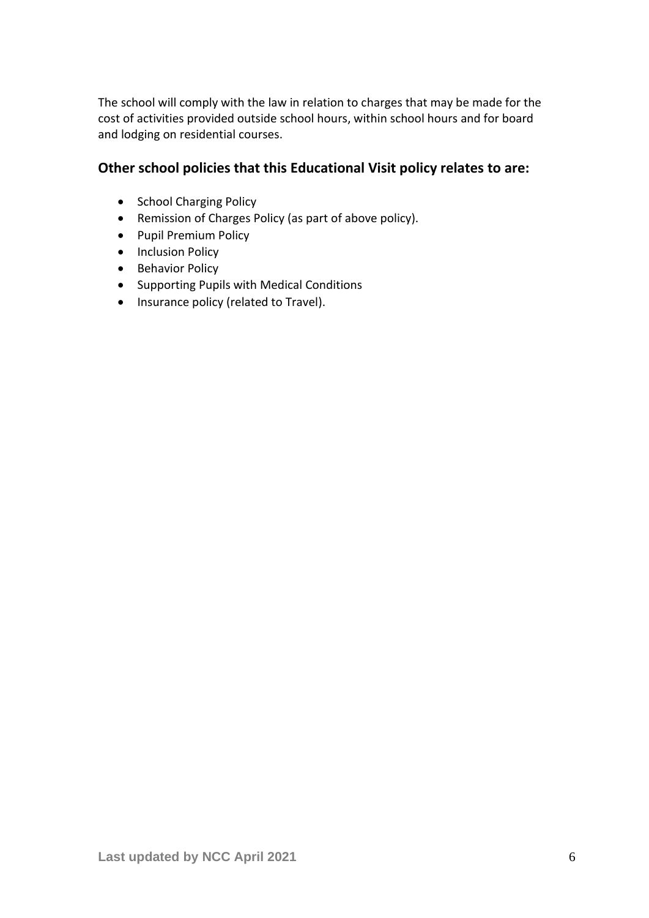The school will comply with the law in relation to charges that may be made for the cost of activities provided outside school hours, within school hours and for board and lodging on residential courses.

## Other school policies that this Educational Visit policy relates to are:

- School Charging Policy
- Remission of Charges Policy (as part of above policy).
- Pupil Premium Policy
- Inclusion Policy
- Behavior Policy
- Supporting Pupils with Medical Conditions
- Insurance policy (related to Travel).